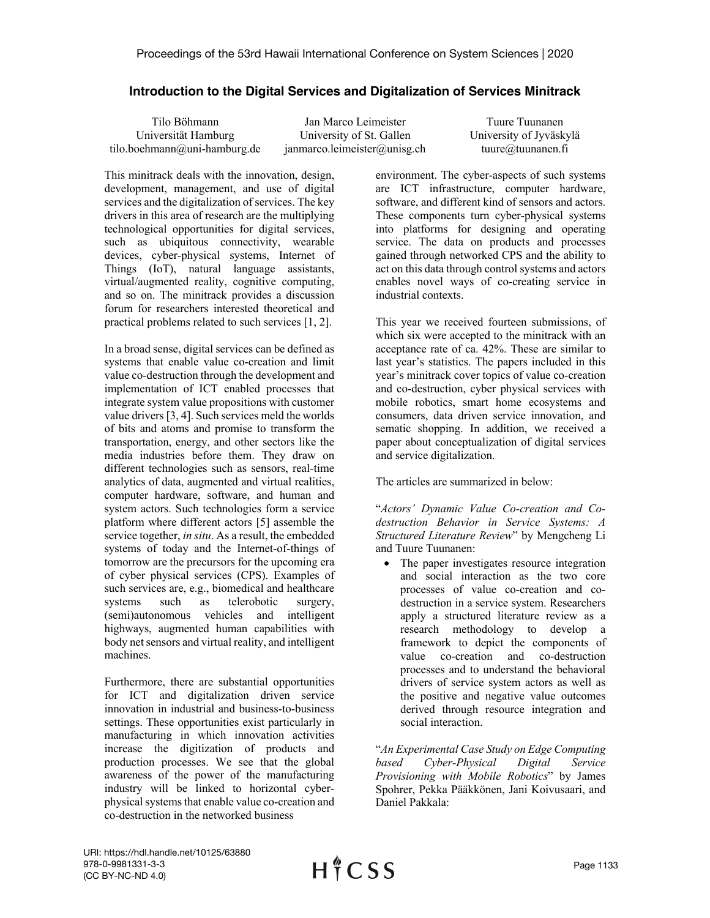# Introduction to the Digital Services and Digitalization of Services Minitrack

Tilo Böhmann
Universität Hamburg
tilo.boehmann@uni-hamburg.de

Jan Marco Leimeister
University of St. Gallen
janmarco.leimeister@unisg.ch

Tuure Tuunanen
University of Jyväskylä
tuure@tuunanen.fi

This minitrack deals with the innovation, design, development, management, and use of digital services and the digitalization of services. The key drivers in this area of research are the multiplying technological opportunities for digital services, such as ubiquitous connectivity, wearable devices, cyber-physical systems, Internet of Things (IoT), natural language assistants, virtual/augmented reality, cognitive computing, and so on. The minitrack provides a discussion forum for researchers interested theoretical and practical problems related to such services [1, 2].

In a broad sense, digital services can be defined as systems that enable value co-creation and limit value co-destruction through the development and implementation of ICT enabled processes that integrate system value propositions with customer value drivers [3, 4]. Such services meld the worlds of bits and atoms and promise to transform the transportation, energy, and other sectors like the media industries before them. They draw on different technologies such as sensors, real-time analytics of data, augmented and virtual realities, computer hardware, software, and human and system actors. Such technologies form a service platform where different actors [5] assemble the service together, *in situ*. As a result, the embedded systems of today and the Internet-of-things of tomorrow are the precursors for the upcoming era of cyber physical services (CPS). Examples of such services are, e.g., biomedical and healthcare systems such as telerobotic surgery, (semi)autonomous vehicles and intelligent highways, augmented human capabilities with body net sensors and virtual reality, and intelligent machines.

Furthermore, there are substantial opportunities for ICT and digitalization driven service innovation in industrial and business-to-business settings. These opportunities exist particularly in manufacturing in which innovation activities increase the digitization of products and production processes. We see that the global awareness of the power of the manufacturing industry will be linked to horizontal cyber-physical systems that enable value co-creation and co-destruction in the networked business environment. The cyber-aspects of such systems are ICT infrastructure, computer hardware, software, and different kind of sensors and actors. These components turn cyber-physical systems into platforms for designing and operating service. The data on products and processes gained through networked CPS and the ability to act on this data through control systems and actors enables novel ways of co-creating service in industrial contexts.

This year we received fourteen submissions, of which six were accepted to the minitrack with an acceptance rate of ca. 42%. These are similar to last year's statistics. The papers included in this year's minitrack cover topics of value co-creation and co-destruction, cyber physical services with mobile robotics, smart home ecosystems and consumers, data driven service innovation, and sematic shopping. In addition, we received a paper about conceptualization of digital services and service digitalization.

The articles are summarized in below:

"*Actors' Dynamic Value Co-creation and Co-destruction Behavior in Service Systems: A Structured Literature Review*" by Mengcheng Li and Tuure Tuunanen:

- The paper investigates resource integration and social interaction as the two core processes of value co-creation and co-destruction in a service system. Researchers apply a structured literature review as a research methodology to develop a framework to depict the components of value co-creation and co-destruction processes and to understand the behavioral drivers of service system actors as well as the positive and negative value outcomes derived through resource integration and social interaction.

"*An Experimental Case Study on Edge Computing based Cyber-Physical Digital Service Provisioning with Mobile Robotics*" by James Spohrer, Pekka Pääkkönen, Jani Koivusaari, and Daniel Pakkala: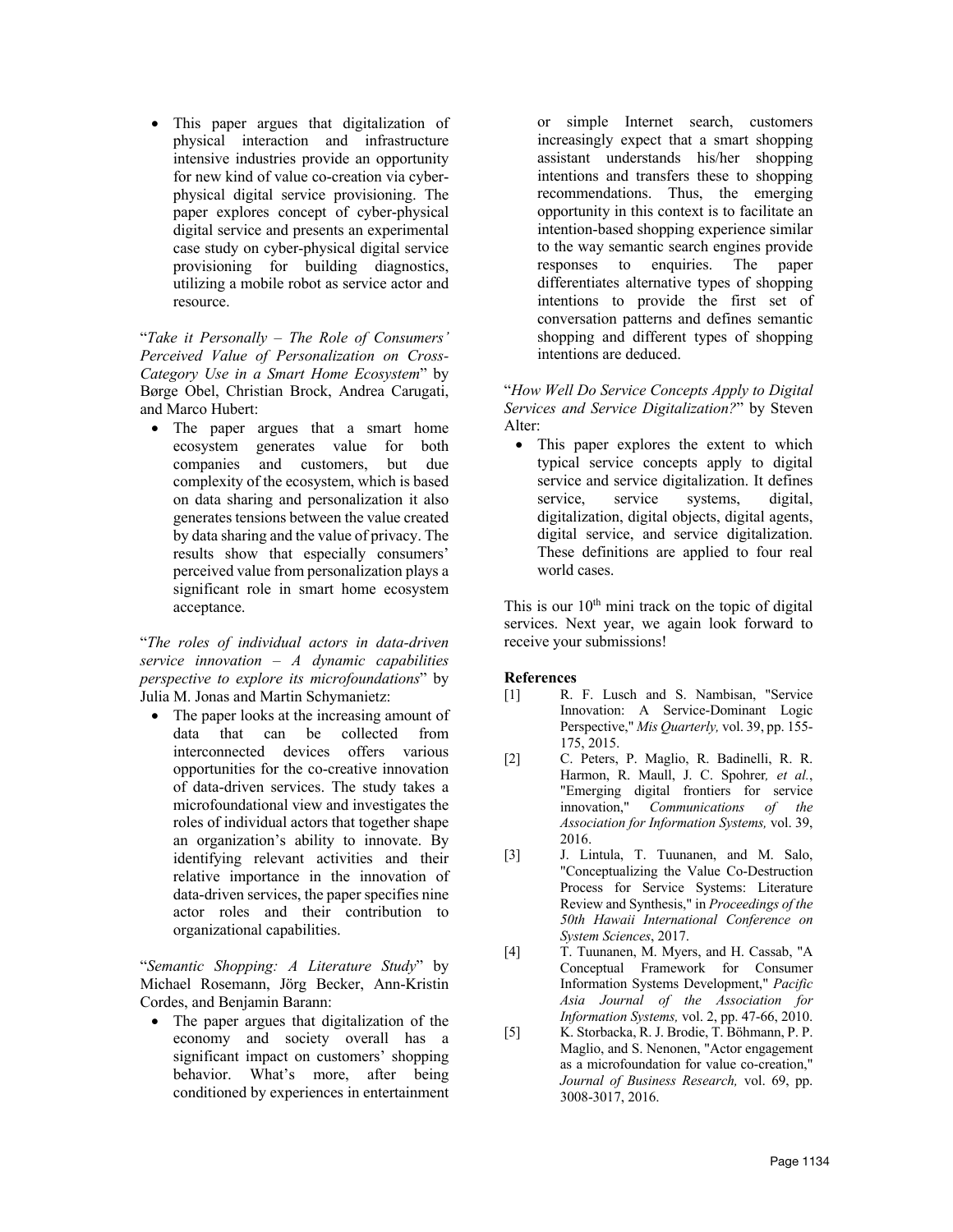- This paper argues that digitalization of physical interaction and infrastructure intensive industries provide an opportunity for new kind of value co-creation via cyber-physical digital service provisioning. The paper explores concept of cyber-physical digital service and presents an experimental case study on cyber-physical digital service provisioning for building diagnostics, utilizing a mobile robot as service actor and resource.

"*Take it Personally – The Role of Consumers' Perceived Value of Personalization on Cross-Category Use in a Smart Home Ecosystem*" by Børge Obel, Christian Brock, Andrea Carugati, and Marco Hubert:

- The paper argues that a smart home ecosystem generates value for both companies and customers, but due complexity of the ecosystem, which is based on data sharing and personalization it also generates tensions between the value created by data sharing and the value of privacy. The results show that especially consumers' perceived value from personalization plays a significant role in smart home ecosystem acceptance.

"*The roles of individual actors in data-driven service innovation – A dynamic capabilities perspective to explore its microfoundations*" by Julia M. Jonas and Martin Schymanietz:

- The paper looks at the increasing amount of data that can be collected from interconnected devices offers various opportunities for the co-creative innovation of data-driven services. The study takes a microfoundational view and investigates the roles of individual actors that together shape an organization's ability to innovate. By identifying relevant activities and their relative importance in the innovation of data-driven services, the paper specifies nine actor roles and their contribution to organizational capabilities.

"*Semantic Shopping: A Literature Study*" by Michael Rosemann, Jörg Becker, Ann-Kristin Cordes, and Benjamin Barann:

- The paper argues that digitalization of the economy and society overall has a significant impact on customers' shopping behavior. What's more, after being conditioned by experiences in entertainment or simple Internet search, customers increasingly expect that a smart shopping assistant understands his/her shopping intentions and transfers these to shopping recommendations. Thus, the emerging opportunity in this context is to facilitate an intention-based shopping experience similar to the way semantic search engines provide responses to enquiries. The paper differentiates alternative types of shopping intentions to provide the first set of conversation patterns and defines semantic shopping and different types of shopping intentions are deduced.

"*How Well Do Service Concepts Apply to Digital Services and Service Digitalization?*" by Steven Alter:

- This paper explores the extent to which typical service concepts apply to digital service and service digitalization. It defines service, service systems, digital, digitalization, digital objects, digital agents, digital service, and service digitalization. These definitions are applied to four real world cases.

This is our 10th mini track on the topic of digital services. Next year, we again look forward to receive your submissions!

**References**

[1] R. F. Lusch and S. Nambisan, "Service Innovation: A Service-Dominant Logic Perspective," *Mis Quarterly,* vol. 39, pp. 155-175, 2015.

[2] C. Peters, P. Maglio, R. Badinelli, R. R. Harmon, R. Maull, J. C. Spohrer*, et al.*, "Emerging digital frontiers for service innovation," *Communications of the Association for Information Systems,* vol. 39, 2016.

[3] J. Lintula, T. Tuunanen, and M. Salo, "Conceptualizing the Value Co-Destruction Process for Service Systems: Literature Review and Synthesis," in *Proceedings of the 50th Hawaii International Conference on System Sciences*, 2017.

[4] T. Tuunanen, M. Myers, and H. Cassab, "A Conceptual Framework for Consumer Information Systems Development," *Pacific Asia Journal of the Association for Information Systems,* vol. 2, pp. 47-66, 2010.

[5] K. Storbacka, R. J. Brodie, T. Böhmann, P. P. Maglio, and S. Nenonen, "Actor engagement as a microfoundation for value co-creation," *Journal of Business Research,* vol. 69, pp. 3008-3017, 2016.